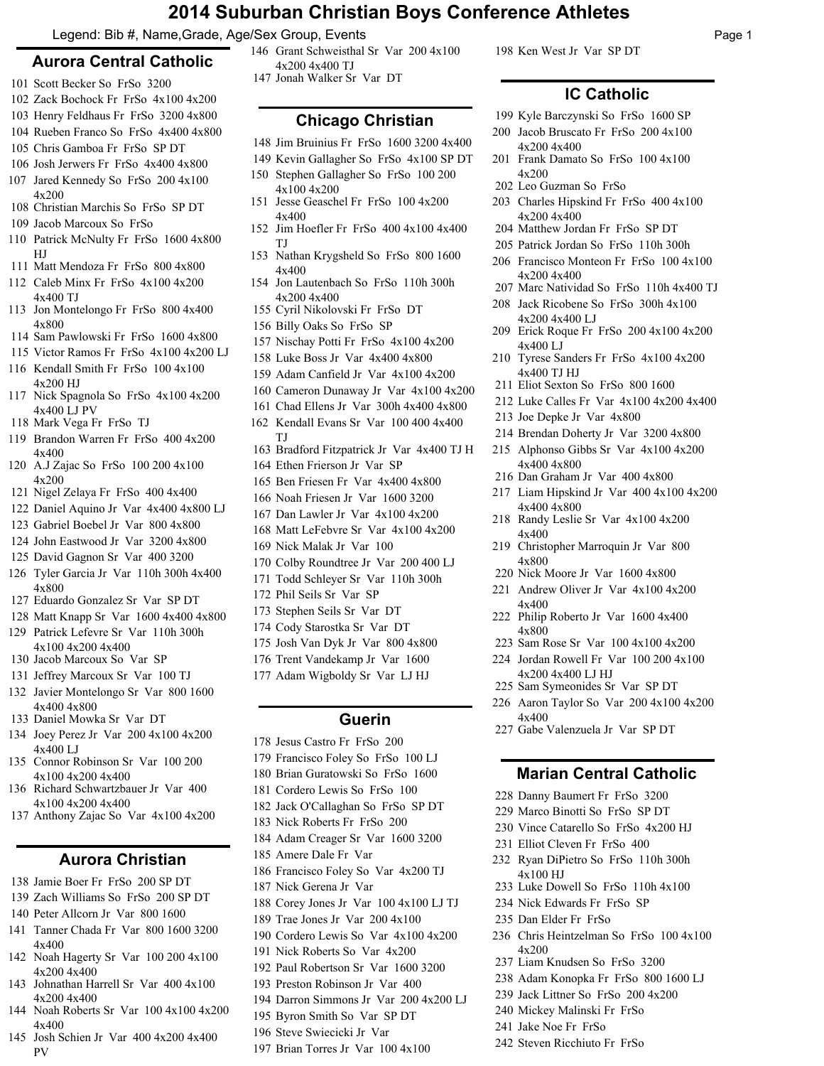# 2014 Suburban Christian Boys Conference Athletes

Legend: Bib #, Name,Grade, Age/Sex Group, Events

## Aurora Central Catholic

- 101 Scott Becker So FrSo 3200
- 102 Zack Bochock Fr FrSo 4x100 4x200
- 103 Henry Feldhaus Fr FrSo 3200 4x800
- 104 Rueben Franco So FrSo 4x400 4x800
- 105 Chris Gamboa Fr FrSo SP DT
- 106 Josh Jerwers Fr FrSo 4x400 4x800
- 107 Jared Kennedy So FrSo 200 4x100 4x200
- 108 Christian Marchis So FrSo SP DT
- 109 Jacob Marcoux So FrSo
- 110 Patrick McNulty Fr FrSo 1600 4x800 HJ
- 111 Matt Mendoza Fr FrSo 800 4x800
- 112 Caleb Minx Fr FrSo 4x100 4x200 4x400 TJ
- 113 Jon Montelongo Fr FrSo 800 4x400 4x800
- 114 Sam Pawlowski Fr FrSo 1600 4x800
- 115 Victor Ramos Fr FrSo 4x100 4x200 LJ
- 116 Kendall Smith Fr FrSo 100 4x100 4x200 HJ
- 117 Nick Spagnola So FrSo 4x100 4x200 4x400 LJ PV
- 118 Mark Vega Fr FrSo TJ
- 119 Brandon Warren Fr FrSo 400 4x200 4x400
- 120 A.J Zajac So FrSo 100 200 4x100 4x200
- 121 Nigel Zelaya Fr FrSo 400 4x400
- 122 Daniel Aquino Jr Var 4x400 4x800 LJ
- 123 Gabriel Boebel Jr Var 800 4x800
- 124 John Eastwood Jr Var 3200 4x800
- 125 David Gagnon Sr Var 400 3200
- 126 Tyler Garcia Jr Var 110h 300h 4x400 4x800
- 127 Eduardo Gonzalez Sr Var SP DT
- 128 Matt Knapp Sr Var 1600 4x400 4x800
- 129 Patrick Lefevre Sr Var 110h 300h 4x100 4x200 4x400
- 130 Jacob Marcoux So Var SP
- 131 Jeffrey Marcoux Sr Var 100 TJ
- 132 Javier Montelongo Sr Var 800 1600 4x400 4x800
- 133 Daniel Mowka Sr Var DT
- 134 Joey Perez Jr Var 200 4x100 4x200 4x400 LJ
- 135 Connor Robinson Sr Var 100 200 4x100 4x200 4x400
- 136 Richard Schwartzbauer Jr Var 400 4x100 4x200 4x400
- 137 Anthony Zajac So Var 4x100 4x200

## Aurora Christian

- 138 Jamie Boer Fr FrSo 200 SP DT
- 139 Zach Williams So FrSo 200 SP DT
- 140 Peter Allcorn Jr Var 800 1600
- 141 Tanner Chada Fr Var 800 1600 3200 4x400
- 142 Noah Hagerty Sr Var 100 200 4x100 4x200 4x400
- 143 Johnathan Harrell Sr Var 400 4x100 4x200 4x400
- 144 Noah Roberts Sr Var 100 4x100 4x200 4x400
- 145 Josh Schien Jr Var 400 4x200 4x400 PV
- 146 Grant Schweisthal Sr Var 200 4x100 4x200 4x400 TJ
- 147 Jonah Walker Sr Var DT

## Chicago Christian

- 148 Jim Bruinius Fr FrSo 1600 3200 4x400
- 149 Kevin Gallagher So FrSo 4x100 SP DT
- 150 Stephen Gallagher So FrSo 100 200 4x100 4x200
- 151 Jesse Geaschel Fr FrSo 100 4x200 4x400
- 152 Jim Hoefler Fr FrSo 400 4x100 4x400 TJ
- 153 Nathan Krygsheld So FrSo 800 1600 4x400
- 154 Jon Lautenbach So FrSo 110h 300h 4x200 4x400
- 155 Cyril Nikolovski Fr FrSo DT
- 156 Billy Oaks So FrSo SP
- 157 Nischay Potti Fr FrSo 4x100 4x200
- 158 Luke Boss Jr Var 4x400 4x800
- 159 Adam Canfield Jr Var 4x100 4x200
- 160 Cameron Dunaway Jr Var 4x100 4x200
- 161 Chad Ellens Jr Var 300h 4x400 4x800
- 162 Kendall Evans Sr Var 100 400 4x400 TJ
- 163 Bradford Fitzpatrick Jr Var 4x400 TJ H
- 164 Ethen Frierson Jr Var SP
- 165 Ben Friesen Fr Var 4x400 4x800
- 166 Noah Friesen Jr Var 1600 3200
- 167 Dan Lawler Jr Var 4x100 4x200
- 168 Matt LeFebvre Sr Var 4x100 4x200
- 169 Nick Malak Jr Var 100
- 170 Colby Roundtree Jr Var 200 400 LJ
- 171 Todd Schleyer Sr Var 110h 300h
- 172 Phil Seils Sr Var SP
- 173 Stephen Seils Sr Var DT
- 174 Cody Starostka Sr Var DT
- 175 Josh Van Dyk Jr Var 800 4x800
- 176 Trent Vandekamp Jr Var 1600
- 177 Adam Wigboldy Sr Var LJ HJ

## Guerin

- 178 Jesus Castro Fr FrSo 200
- 179 Francisco Foley So FrSo 100 LJ
- 180 Brian Guratowski So FrSo 1600
- 181 Cordero Lewis So FrSo 100
- 182 Jack O'Callaghan So FrSo SP DT
- 183 Nick Roberts Fr FrSo 200
- 184 Adam Creager Sr Var 1600 3200
- 185 Amere Dale Fr Var
- 186 Francisco Foley So Var 4x200 TJ
- 187 Nick Gerena Jr Var
- 188 Corey Jones Jr Var 100 4x100 LJ TJ
- 189 Trae Jones Jr Var 200 4x100
- 190 Cordero Lewis So Var 4x100 4x200
- 191 Nick Roberts So Var 4x200
- 192 Paul Robertson Sr Var 1600 3200
- 193 Preston Robinson Jr Var 400
- 194 Darron Simmons Jr Var 200 4x200 LJ
- 195 Byron Smith So Var SP DT
- 196 Steve Swiecicki Jr Var
- 197 Brian Torres Jr Var 100 4x100
- 198 Ken West Jr Var SP DT

## IC Catholic

- 199 Kyle Barczynski So FrSo 1600 SP
- 200 Jacob Bruscato Fr FrSo 200 4x100 4x200 4x400
- 201 Frank Damato So FrSo 100 4x100 4x200
- 202 Leo Guzman So FrSo
- 203 Charles Hipskind Fr FrSo 400 4x100 4x200 4x400
- 204 Matthew Jordan Fr FrSo SP DT
- 205 Patrick Jordan So FrSo 110h 300h
- 206 Francisco Monteon Fr FrSo 100 4x100 4x200 4x400
- 207 Marc Natividad So FrSo 110h 4x400 TJ
- 208 Jack Ricobene So FrSo 300h 4x100 4x200 4x400 LJ
- 209 Erick Roque Fr FrSo 200 4x100 4x200 4x400 LJ
- 210 Tyrese Sanders Fr FrSo 4x100 4x200 4x400 TJ HJ
- 211 Eliot Sexton So FrSo 800 1600
- 212 Luke Calles Fr Var 4x100 4x200 4x400
- 213 Joe Depke Jr Var 4x800
- 214 Brendan Doherty Jr Var 3200 4x800
- 215 Alphonso Gibbs Sr Var 4x100 4x200 4x400 4x800
- 216 Dan Graham Jr Var 400 4x800
- 217 Liam Hipskind Jr Var 400 4x100 4x200 4x400 4x800
- 218 Randy Leslie Sr Var 4x100 4x200 4x400
- 219 Christopher Marroquin Jr Var 800 4x800
- 220 Nick Moore Jr Var 1600 4x800
- 221 Andrew Oliver Jr Var 4x100 4x200 4x400
- 222 Philip Roberto Jr Var 1600 4x400 4x800
- 223 Sam Rose Sr Var 100 4x100 4x200
- 224 Jordan Rowell Fr Var 100 200 4x100 4x200 4x400 LJ HJ
- 225 Sam Symeonides Sr Var SP DT
- 226 Aaron Taylor So Var 200 4x100 4x200 4x400
- 227 Gabe Valenzuela Jr Var SP DT

## Marian Central Catholic

- 228 Danny Baumert Fr FrSo 3200
- 229 Marco Binotti So FrSo SP DT
- 230 Vince Catarello So FrSo 4x200 HJ
- 231 Elliot Cleven Fr FrSo 400
- 232 Ryan DiPietro So FrSo 110h 300h 4x100 HJ
- 233 Luke Dowell So FrSo 110h 4x100
- 234 Nick Edwards Fr FrSo SP
- 235 Dan Elder Fr FrSo
- 236 Chris Heintzelman So FrSo 100 4x100 4x200
- 237 Liam Knudsen So FrSo 3200
- 238 Adam Konopka Fr FrSo 800 1600 LJ
- 239 Jack Littner So FrSo 200 4x200
- 240 Mickey Malinski Fr FrSo
- 241 Jake Noe Fr FrSo
- 242 Steven Ricchiuto Fr FrSo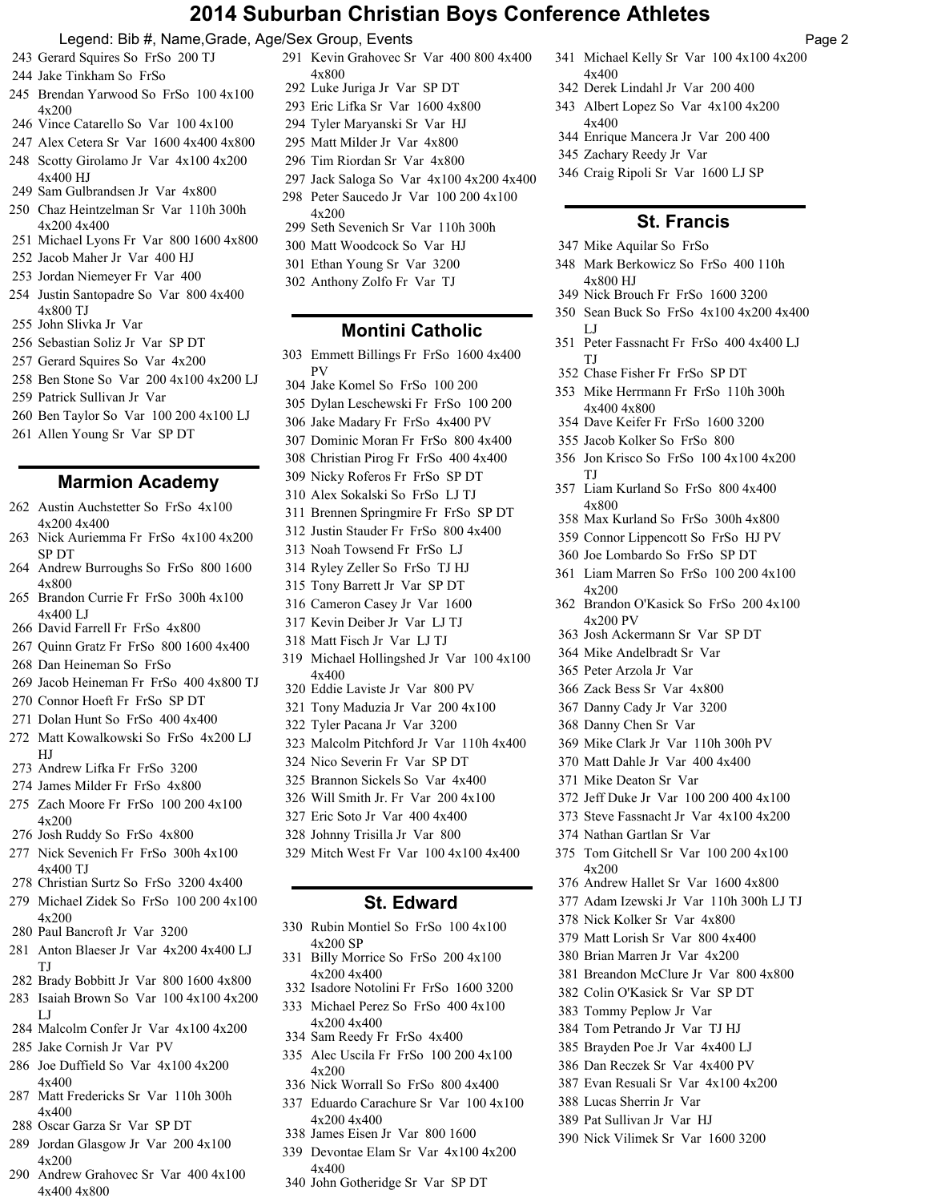# 2014 Suburban Christian Boys Conference Athletes

Legend: Bib #, Name,Grade, Age/Sex Group, Events

- 243 Gerard Squires So FrSo 200 TJ
- 244 Jake Tinkham So FrSo
- 245 Brendan Yarwood So FrSo 100 4x100 4x200
- 246 Vince Catarello So Var 100 4x100
- 247 Alex Cetera Sr Var 1600 4x400 4x800
- 248 Scotty Girolamo Jr Var 4x100 4x200 4x400 HJ
- 249 Sam Gulbrandsen Jr Var 4x800
- 250 Chaz Heintzelman Sr Var 110h 300h 4x200 4x400
- 251 Michael Lyons Fr Var 800 1600 4x800
- 252 Jacob Maher Jr Var 400 HJ
- 253 Jordan Niemeyer Fr Var 400
- 254 Justin Santopadre So Var 800 4x400 4x800 TJ
- 255 John Slivka Jr Var
- 256 Sebastian Soliz Jr Var SP DT
- 257 Gerard Squires So Var 4x200
- 258 Ben Stone So Var 200 4x100 4x200 LJ
- 259 Patrick Sullivan Jr Var
- 260 Ben Taylor So Var 100 200 4x100 LJ
- 261 Allen Young Sr Var SP DT

## Marmion Academy

- 262 Austin Auchstetter So FrSo 4x100 4x200 4x400
- 263 Nick Auriemma Fr FrSo 4x100 4x200 SP DT
- 264 Andrew Burroughs So FrSo 800 1600 4x800
- 265 Brandon Currie Fr FrSo 300h 4x100 4x400 LJ
- 266 David Farrell Fr FrSo 4x800
- 267 Quinn Gratz Fr FrSo 800 1600 4x400
- 268 Dan Heineman So FrSo
- 269 Jacob Heineman Fr FrSo 400 4x800 TJ
- 270 Connor Hoeft Fr FrSo SP DT
- 271 Dolan Hunt So FrSo 400 4x400
- 272 Matt Kowalkowski So FrSo 4x200 LJ HJ
- 273 Andrew Lifka Fr FrSo 3200
- 274 James Milder Fr FrSo 4x800
- 275 Zach Moore Fr FrSo 100 200 4x100 4x200
- 276 Josh Ruddy So FrSo 4x800
- 277 Nick Sevenich Fr FrSo 300h 4x100 4x400 TJ
- 278 Christian Surtz So FrSo 3200 4x400
- 279 Michael Zidek So FrSo 100 200 4x100 4x200
- 280 Paul Bancroft Jr Var 3200
- 281 Anton Blaeser Jr Var 4x200 4x400 LJ TJ
- 282 Brady Bobbitt Jr Var 800 1600 4x800
- 283 Isaiah Brown So Var 100 4x100 4x200 LJ
- 284 Malcolm Confer Jr Var 4x100 4x200
- 285 Jake Cornish Jr Var PV
- 286 Joe Duffield So Var 4x100 4x200 4x400
- 287 Matt Fredericks Sr Var 110h 300h 4x400
- 288 Oscar Garza Sr Var SP DT
- 289 Jordan Glasgow Jr Var 200 4x100 4x200
- 290 Andrew Grahovec Sr Var 400 4x100 4x400 4x800
- 291 Kevin Grahovec Sr Var 400 800 4x400 4x800
- 292 Luke Juriga Jr Var SP DT
- 293 Eric Lifka Sr Var 1600 4x800
- 294 Tyler Maryanski Sr Var HJ
- 295 Matt Milder Jr Var 4x800
- 296 Tim Riordan Sr Var 4x800
- 297 Jack Saloga So Var 4x100 4x200 4x400
- 298 Peter Saucedo Jr Var 100 200 4x100 4x200
- 299 Seth Sevenich Sr Var 110h 300h
- 300 Matt Woodcock So Var HJ
- 301 Ethan Young Sr Var 3200
- 302 Anthony Zolfo Fr Var TJ

## Montini Catholic

- 303 Emmett Billings Fr FrSo 1600 4x400 PV
- 304 Jake Komel So FrSo 100 200
- 305 Dylan Leschewski Fr FrSo 100 200
- 306 Jake Madary Fr FrSo 4x400 PV
- 307 Dominic Moran Fr FrSo 800 4x400
- 308 Christian Pirog Fr FrSo 400 4x400
- 309 Nicky Roferos Fr FrSo SP DT
- 310 Alex Sokalski So FrSo LJ TJ
- 311 Brennen Springmire Fr FrSo SP DT
- 312 Justin Stauder Fr FrSo 800 4x400
- 313 Noah Towsend Fr FrSo LJ
- 314 Ryley Zeller So FrSo TJ HJ
- 315 Tony Barrett Jr Var SP DT
- 316 Cameron Casey Jr Var 1600
- 317 Kevin Deiber Jr Var LJ TJ
- 318 Matt Fisch Jr Var LJ TJ
- 319 Michael Hollingshed Jr Var 100 4x100 4x400
- 320 Eddie Laviste Jr Var 800 PV
- 321 Tony Maduzia Jr Var 200 4x100
- 322 Tyler Pacana Jr Var 3200
- 323 Malcolm Pitchford Jr Var 110h 4x400
- 324 Nico Severin Fr Var SP DT
- 325 Brannon Sickels So Var 4x400
- 326 Will Smith Jr. Fr Var 200 4x100
- 327 Eric Soto Jr Var 400 4x400
- 328 Johnny Trisilla Jr Var 800
- 329 Mitch West Fr Var 100 4x100 4x400

## St. Edward

- 330 Rubin Montiel So FrSo 100 4x100 4x200 SP
- 331 Billy Morrice So FrSo 200 4x100 4x200 4x400
- 332 Isadore Notolini Fr FrSo 1600 3200
- 333 Michael Perez So FrSo 400 4x100 4x200 4x400
- 334 Sam Reedy Fr FrSo 4x400
- 335 Alec Uscila Fr FrSo 100 200 4x100 4x200
- 336 Nick Worrall So FrSo 800 4x400
- 337 Eduardo Carachure Sr Var 100 4x100 4x200 4x400
- 338 James Eisen Jr Var 800 1600
- 339 Devontae Elam Sr Var 4x100 4x200 4x400
- 340 John Gotheridge Sr Var SP DT
- 341 Michael Kelly Sr Var 100 4x100 4x200 4x400
- 342 Derek Lindahl Jr Var 200 400
- 343 Albert Lopez So Var 4x100 4x200 4x400
- 344 Enrique Mancera Jr Var 200 400
- 345 Zachary Reedy Jr Var
- 346 Craig Ripoli Sr Var 1600 LJ SP

## St. Francis

- 347 Mike Aquilar So FrSo
- 348 Mark Berkowicz So FrSo 400 110h 4x800 HJ
- 349 Nick Brouch Fr FrSo 1600 3200
- 350 Sean Buck So FrSo 4x100 4x200 4x400 LJ
- 351 Peter Fassnacht Fr FrSo 400 4x400 LJ TJ
- 352 Chase Fisher Fr FrSo SP DT
- 353 Mike Herrmann Fr FrSo 110h 300h 4x400 4x800
- 354 Dave Keifer Fr FrSo 1600 3200
- 355 Jacob Kolker So FrSo 800
- 356 Jon Krisco So FrSo 100 4x100 4x200 TJ
- 357 Liam Kurland So FrSo 800 4x400 4x800
- 358 Max Kurland So FrSo 300h 4x800
- 359 Connor Lippencott So FrSo HJ PV
- 360 Joe Lombardo So FrSo SP DT
- 361 Liam Marren So FrSo 100 200 4x100 4x200
- 362 Brandon O'Kasick So FrSo 200 4x100 4x200 PV
- 363 Josh Ackermann Sr Var SP DT
- 364 Mike Andelbradt Sr Var
- 365 Peter Arzola Jr Var
- 366 Zack Bess Sr Var 4x800
- 367 Danny Cady Jr Var 3200
- 368 Danny Chen Sr Var
- 369 Mike Clark Jr Var 110h 300h PV
- 370 Matt Dahle Jr Var 400 4x400
- 371 Mike Deaton Sr Var
- 372 Jeff Duke Jr Var 100 200 400 4x100
- 373 Steve Fassnacht Jr Var 4x100 4x200
- 374 Nathan Gartlan Sr Var
- 375 Tom Gitchell Sr Var 100 200 4x100 4x200
- 376 Andrew Hallet Sr Var 1600 4x800
- 377 Adam Izewski Jr Var 110h 300h LJ TJ
- 378 Nick Kolker Sr Var 4x800
- 379 Matt Lorish Sr Var 800 4x400
- 380 Brian Marren Jr Var 4x200
- 381 Breandon McClure Jr Var 800 4x800
- 382 Colin O'Kasick Sr Var SP DT
- 383 Tommy Peplow Jr Var
- 384 Tom Petrando Jr Var TJ HJ
- 385 Brayden Poe Jr Var 4x400 LJ
- 386 Dan Reczek Sr Var 4x400 PV
- 387 Evan Resuali Sr Var 4x100 4x200
- 388 Lucas Sherrin Jr Var
- 389 Pat Sullivan Jr Var HJ
- 390 Nick Vilimek Sr Var 1600 3200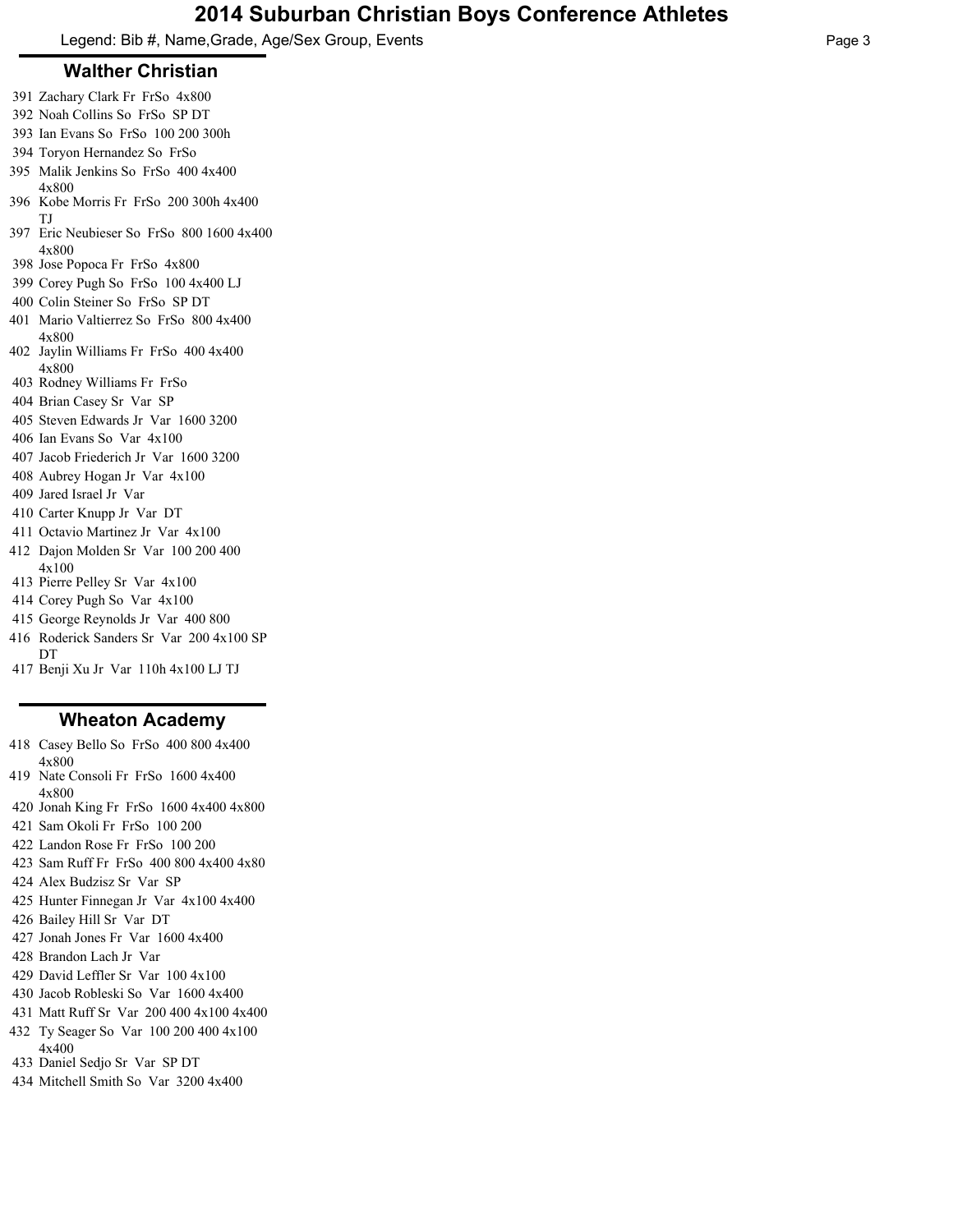# 2014 Suburban Christian Boys Conference Athletes

Legend: Bib #, Name,Grade, Age/Sex Group, Events

## Walther Christian

391 Zachary Clark Fr FrSo 4x800
392 Noah Collins So FrSo SP DT
393 Ian Evans So FrSo 100 200 300h
394 Toryon Hernandez So FrSo
395 Malik Jenkins So FrSo 400 4x400 4x800
396 Kobe Morris Fr FrSo 200 300h 4x400 TJ
397 Eric Neubieser So FrSo 800 1600 4x400 4x800
398 Jose Popoca Fr FrSo 4x800
399 Corey Pugh So FrSo 100 4x400 LJ
400 Colin Steiner So FrSo SP DT
401 Mario Valtierrez So FrSo 800 4x400 4x800
402 Jaylin Williams Fr FrSo 400 4x400 4x800
403 Rodney Williams Fr FrSo
404 Brian Casey Sr Var SP
405 Steven Edwards Jr Var 1600 3200
406 Ian Evans So Var 4x100
407 Jacob Friederich Jr Var 1600 3200
408 Aubrey Hogan Jr Var 4x100
409 Jared Israel Jr Var
410 Carter Knupp Jr Var DT
411 Octavio Martinez Jr Var 4x100
412 Dajon Molden Sr Var 100 200 400 4x100
413 Pierre Pelley Sr Var 4x100
414 Corey Pugh So Var 4x100
415 George Reynolds Jr Var 400 800
416 Roderick Sanders Sr Var 200 4x100 SP DT
417 Benji Xu Jr Var 110h 4x100 LJ TJ

## Wheaton Academy

418 Casey Bello So FrSo 400 800 4x400 4x800
419 Nate Consoli Fr FrSo 1600 4x400 4x800
420 Jonah King Fr FrSo 1600 4x400 4x800
421 Sam Okoli Fr FrSo 100 200
422 Landon Rose Fr FrSo 100 200
423 Sam Ruff Fr FrSo 400 800 4x400 4x80
424 Alex Budzisz Sr Var SP
425 Hunter Finnegan Jr Var 4x100 4x400
426 Bailey Hill Sr Var DT
427 Jonah Jones Fr Var 1600 4x400
428 Brandon Lach Jr Var
429 David Leffler Sr Var 100 4x100
430 Jacob Robleski So Var 1600 4x400
431 Matt Ruff Sr Var 200 400 4x100 4x400
432 Ty Seager So Var 100 200 400 4x100 4x400
433 Daniel Sedjo Sr Var SP DT
434 Mitchell Smith So Var 3200 4x400